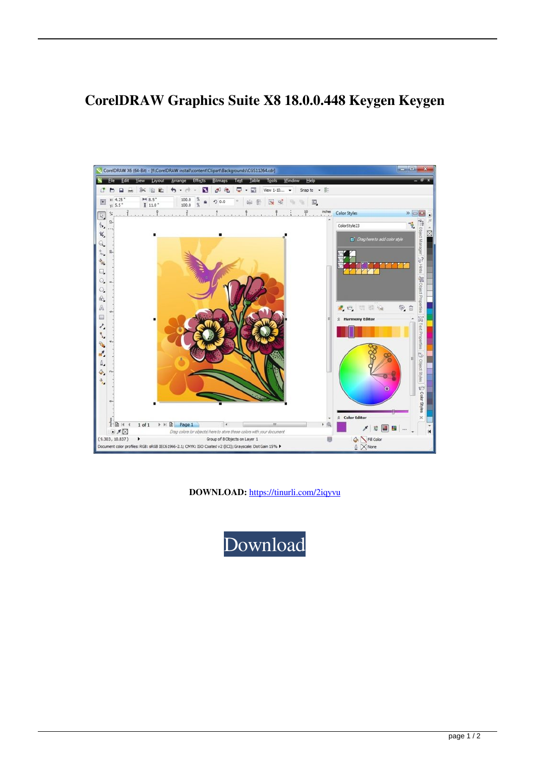# CorelDRAW Graphics Suite X8 18.0.0.448 Keygen Keygen

**DOWNLOAD:** https://tinurli.com/2iqyvu

Download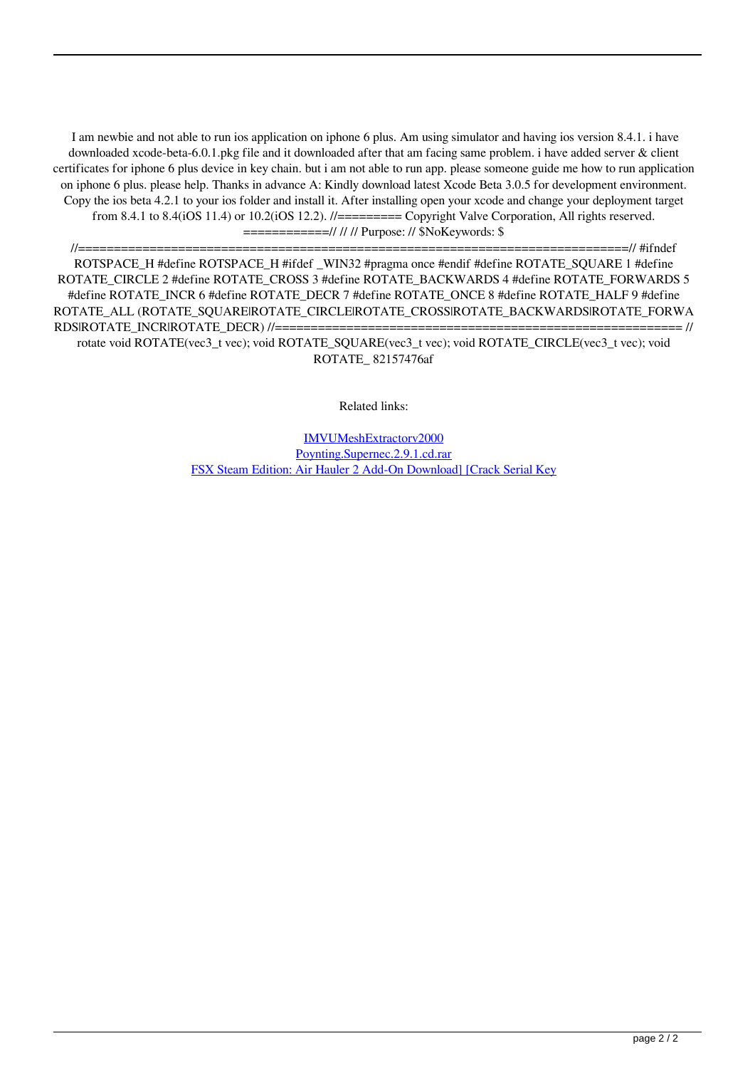I am newbie and not able to run ios application on iphone 6 plus. Am using simulator and having ios version 8.4.1. i have downloaded xcode-beta-6.0.1.pkg file and it downloaded after that am facing same problem. i have added server & client certificates for iphone 6 plus device in key chain. but i am not able to run app. please someone guide me how to run application on iphone 6 plus. please help. Thanks in advance A: Kindly download latest Xcode Beta 3.0.5 for development environment. Copy the ios beta 4.2.1 to your ios folder and install it. After installing open your xcode and change your deployment target from 8.4.1 to 8.4(iOS 11.4) or 10.2(iOS 12.2). //========= Copyright Valve Corporation, All rights reserved. ============// // // Purpose: // $NoKeywords: $ //=============================================================================// #ifndef ROTSPACE_H #define ROTSPACE_H #ifdef _WIN32 #pragma once #endif #define ROTATE_SQUARE 1 #define ROTATE_CIRCLE 2 #define ROTATE_CROSS 3 #define ROTATE_BACKWARDS 4 #define ROTATE_FORWARDS 5 #define ROTATE_INCR 6 #define ROTATE_DECR 7 #define ROTATE_ONCE 8 #define ROTATE_HALF 9 #define ROTATE_ALL (ROTATE_SQUARE|ROTATE_CIRCLE|ROTATE_CROSS|ROTATE_BACKWARDS|ROTATE_FORWARDS|ROTATE_INCR|ROTATE_DECR) //========================================================== // rotate void ROTATE(vec3_t vec); void ROTATE_SQUARE(vec3_t vec); void ROTATE_CIRCLE(vec3_t vec); void ROTATE_ 82157476af

Related links:

[IMVUMeshExtractorv2000](IMVUMeshExtractorv2000)
[Poynting.Supernec.2.9.1.cd.rar](Poynting.Supernec.2.9.1.cd.rar)
[FSX Steam Edition: Air Hauler 2 Add-On Download] [Crack Serial Key](FSX Steam Edition: Air Hauler 2 Add-On Download] [Crack Serial Key)